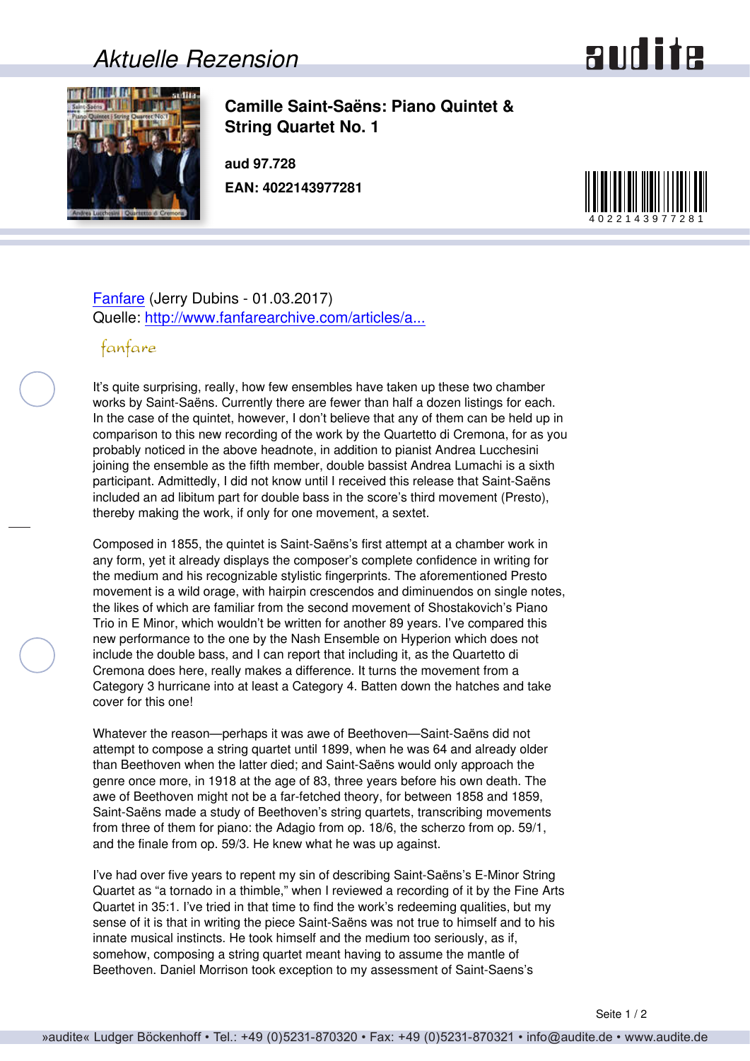# Aktuelle Rezension

**Camille Saint-Saëns: Piano Quintet & String Quartet No. 1**

**aud 97.728**

**EAN: 4022143977281**

Fanfare (Jerry Dubins - 01.03.2017)
Quelle: http://www.fanfarearchive.com/articles/a...

It's quite surprising, really, how few ensembles have taken up these two chamber works by Saint-Saëns. Currently there are fewer than half a dozen listings for each. In the case of the quintet, however, I don't believe that any of them can be held up in comparison to this new recording of the work by the Quartetto di Cremona, for as you probably noticed in the above headnote, in addition to pianist Andrea Lucchesini joining the ensemble as the fifth member, double bassist Andrea Lumachi is a sixth participant. Admittedly, I did not know until I received this release that Saint-Saëns included an ad libitum part for double bass in the score's third movement (Presto), thereby making the work, if only for one movement, a sextet.

Composed in 1855, the quintet is Saint-Saëns's first attempt at a chamber work in any form, yet it already displays the composer's complete confidence in writing for the medium and his recognizable stylistic fingerprints. The aforementioned Presto movement is a wild orage, with hairpin crescendos and diminuendos on single notes, the likes of which are familiar from the second movement of Shostakovich's Piano Trio in E Minor, which wouldn't be written for another 89 years. I've compared this new performance to the one by the Nash Ensemble on Hyperion which does not include the double bass, and I can report that including it, as the Quartetto di Cremona does here, really makes a difference. It turns the movement from a Category 3 hurricane into at least a Category 4. Batten down the hatches and take cover for this one!

Whatever the reason—perhaps it was awe of Beethoven—Saint-Saëns did not attempt to compose a string quartet until 1899, when he was 64 and already older than Beethoven when the latter died; and Saint-Saëns would only approach the genre once more, in 1918 at the age of 83, three years before his own death. The awe of Beethoven might not be a far-fetched theory, for between 1858 and 1859, Saint-Saëns made a study of Beethoven's string quartets, transcribing movements from three of them for piano: the Adagio from op. 18/6, the scherzo from op. 59/1, and the finale from op. 59/3. He knew what he was up against.

I've had over five years to repent my sin of describing Saint-Saëns's E-Minor String Quartet as "a tornado in a thimble," when I reviewed a recording of it by the Fine Arts Quartet in 35:1. I've tried in that time to find the work's redeeming qualities, but my sense of it is that in writing the piece Saint-Saëns was not true to himself and to his innate musical instincts. He took himself and the medium too seriously, as if, somehow, composing a string quartet meant having to assume the mantle of Beethoven. Daniel Morrison took exception to my assessment of Saint-Saens's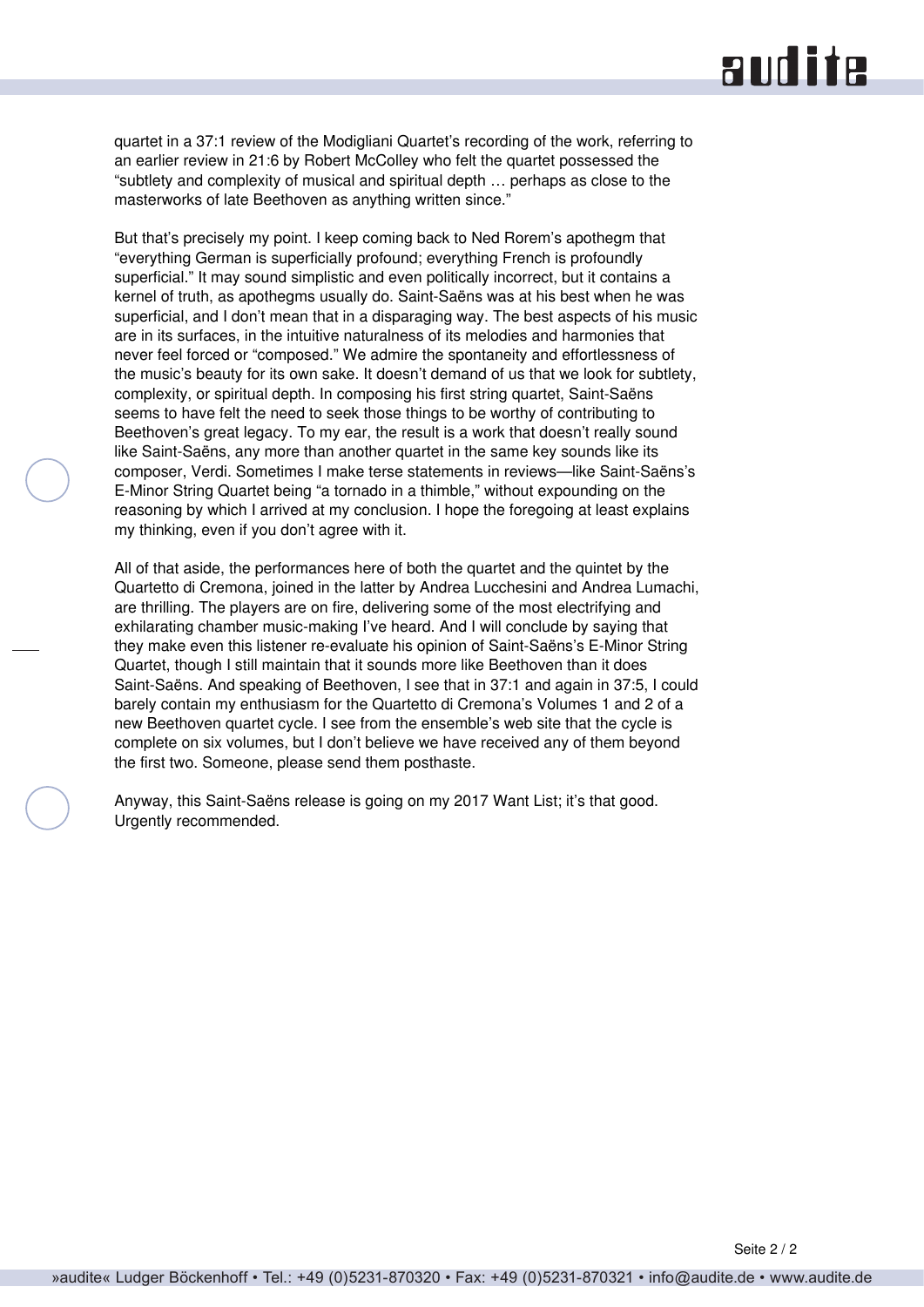quartet in a 37:1 review of the Modigliani Quartet's recording of the work, referring to an earlier review in 21:6 by Robert McColley who felt the quartet possessed the "subtlety and complexity of musical and spiritual depth … perhaps as close to the masterworks of late Beethoven as anything written since."

But that's precisely my point. I keep coming back to Ned Rorem's apothegm that "everything German is superficially profound; everything French is profoundly superficial." It may sound simplistic and even politically incorrect, but it contains a kernel of truth, as apothegms usually do. Saint-Saëns was at his best when he was superficial, and I don't mean that in a disparaging way. The best aspects of his music are in its surfaces, in the intuitive naturalness of its melodies and harmonies that never feel forced or "composed." We admire the spontaneity and effortlessness of the music's beauty for its own sake. It doesn't demand of us that we look for subtlety, complexity, or spiritual depth. In composing his first string quartet, Saint-Saëns seems to have felt the need to seek those things to be worthy of contributing to Beethoven's great legacy. To my ear, the result is a work that doesn't really sound like Saint-Saëns, any more than another quartet in the same key sounds like its composer, Verdi. Sometimes I make terse statements in reviews—like Saint-Saëns's E-Minor String Quartet being "a tornado in a thimble," without expounding on the reasoning by which I arrived at my conclusion. I hope the foregoing at least explains my thinking, even if you don't agree with it.

All of that aside, the performances here of both the quartet and the quintet by the Quartetto di Cremona, joined in the latter by Andrea Lucchesini and Andrea Lumachi, are thrilling. The players are on fire, delivering some of the most electrifying and exhilarating chamber music-making I've heard. And I will conclude by saying that they make even this listener re-evaluate his opinion of Saint-Saëns's E-Minor String Quartet, though I still maintain that it sounds more like Beethoven than it does Saint-Saëns. And speaking of Beethoven, I see that in 37:1 and again in 37:5, I could barely contain my enthusiasm for the Quartetto di Cremona's Volumes 1 and 2 of a new Beethoven quartet cycle. I see from the ensemble's web site that the cycle is complete on six volumes, but I don't believe we have received any of them beyond the first two. Someone, please send them posthaste.

Anyway, this Saint-Saëns release is going on my 2017 Want List; it's that good. Urgently recommended.